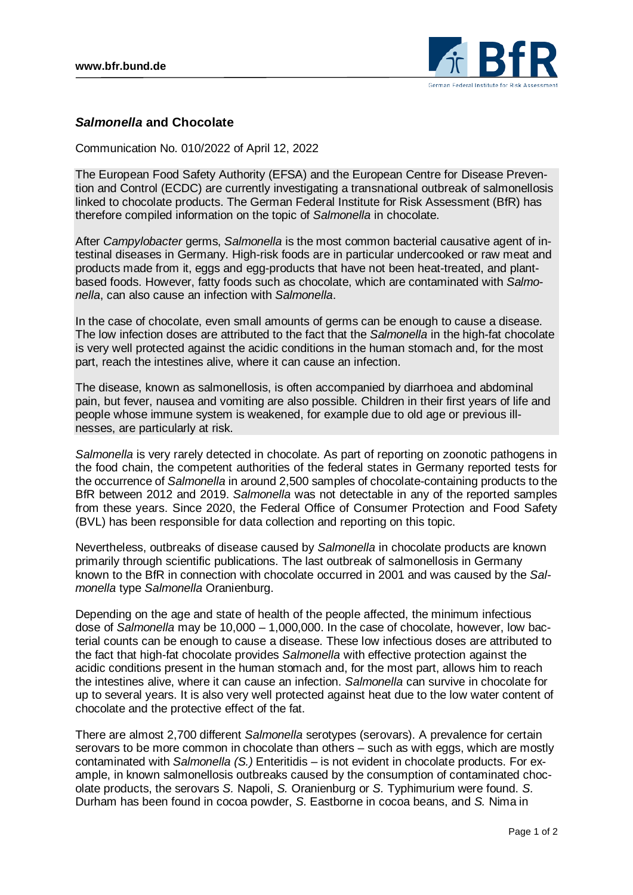# *Salmonella* and Chocolate

Communication No. 010/2022 of April 12, 2022

The European Food Safety Authority (EFSA) and the European Centre for Disease Prevention and Control (ECDC) are currently investigating a transnational outbreak of salmonellosis linked to chocolate products. The German Federal Institute for Risk Assessment (BfR) has therefore compiled information on the topic of *Salmonella* in chocolate.

After *Campylobacter* germs, *Salmonella* is the most common bacterial causative agent of intestinal diseases in Germany. High-risk foods are in particular undercooked or raw meat and products made from it, eggs and egg-products that have not been heat-treated, and plant-based foods. However, fatty foods such as chocolate, which are contaminated with *Salmonella*, can also cause an infection with *Salmonella*.

In the case of chocolate, even small amounts of germs can be enough to cause a disease. The low infection doses are attributed to the fact that the *Salmonella* in the high-fat chocolate is very well protected against the acidic conditions in the human stomach and, for the most part, reach the intestines alive, where it can cause an infection.

The disease, known as salmonellosis, is often accompanied by diarrhoea and abdominal pain, but fever, nausea and vomiting are also possible. Children in their first years of life and people whose immune system is weakened, for example due to old age or previous illnesses, are particularly at risk.

*Salmonella* is very rarely detected in chocolate. As part of reporting on zoonotic pathogens in the food chain, the competent authorities of the federal states in Germany reported tests for the occurrence of *Salmonella* in around 2,500 samples of chocolate-containing products to the BfR between 2012 and 2019. *Salmonella* was not detectable in any of the reported samples from these years. Since 2020, the Federal Office of Consumer Protection and Food Safety (BVL) has been responsible for data collection and reporting on this topic.

Nevertheless, outbreaks of disease caused by *Salmonella* in chocolate products are known primarily through scientific publications. The last outbreak of salmonellosis in Germany known to the BfR in connection with chocolate occurred in 2001 and was caused by the *Salmonella* type *Salmonella* Oranienburg.

Depending on the age and state of health of the people affected, the minimum infectious dose of *Salmonella* may be 10,000 – 1,000,000. In the case of chocolate, however, low bacterial counts can be enough to cause a disease. These low infectious doses are attributed to the fact that high-fat chocolate provides *Salmonella* with effective protection against the acidic conditions present in the human stomach and, for the most part, allows him to reach the intestines alive, where it can cause an infection. *Salmonella* can survive in chocolate for up to several years. It is also very well protected against heat due to the low water content of chocolate and the protective effect of the fat.

There are almost 2,700 different *Salmonella* serotypes (serovars). A prevalence for certain serovars to be more common in chocolate than others – such as with eggs, which are mostly contaminated with *Salmonella (S.)* Enteritidis – is not evident in chocolate products. For example, in known salmonellosis outbreaks caused by the consumption of contaminated chocolate products, the serovars *S.* Napoli, *S.* Oranienburg or *S.* Typhimurium were found. *S.* Durham has been found in cocoa powder, *S.* Eastborne in cocoa beans, and *S.* Nima in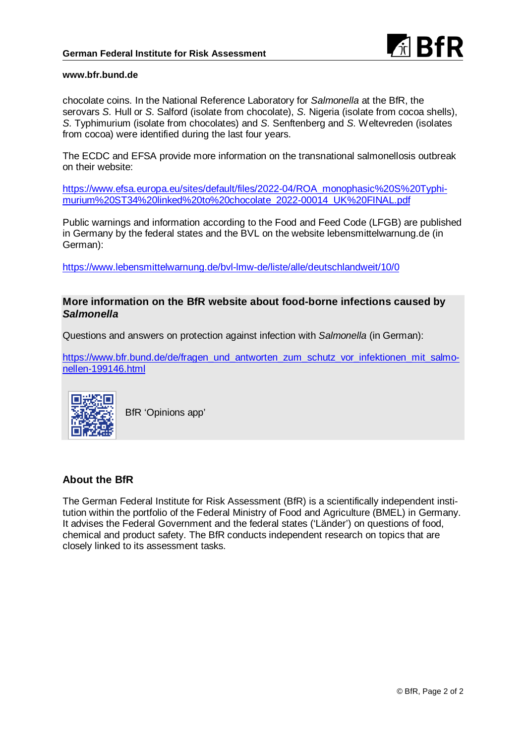chocolate coins. In the National Reference Laboratory for *Salmonella* at the BfR, the serovars *S.* Hull or *S.* Salford (isolate from chocolate), *S.* Nigeria (isolate from cocoa shells), *S.* Typhimurium (isolate from chocolates) and *S.* Senftenberg and *S.* Weltevreden (isolates from cocoa) were identified during the last four years.

The ECDC and EFSA provide more information on the transnational salmonellosis outbreak on their website:

https://www.efsa.europa.eu/sites/default/files/2022-04/ROA_monophasic%20S%20Typhimurium%20ST34%20linked%20to%20chocolate_2022-00014_UK%20FINAL.pdf

Public warnings and information according to the Food and Feed Code (LFGB) are published in Germany by the federal states and the BVL on the website lebensmittelwarnung.de (in German):

https://www.lebensmittelwarnung.de/bvl-lmw-de/liste/alle/deutschlandweit/10/0

## More information on the BfR website about food-borne infections caused by *Salmonella*

Questions and answers on protection against infection with *Salmonella* (in German):

https://www.bfr.bund.de/de/fragen_und_antworten_zum_schutz_vor_infektionen_mit_salmonellen-199146.html

BfR 'Opinions app'

## About the BfR

The German Federal Institute for Risk Assessment (BfR) is a scientifically independent institution within the portfolio of the Federal Ministry of Food and Agriculture (BMEL) in Germany. It advises the Federal Government and the federal states ('Länder') on questions of food, chemical and product safety. The BfR conducts independent research on topics that are closely linked to its assessment tasks.